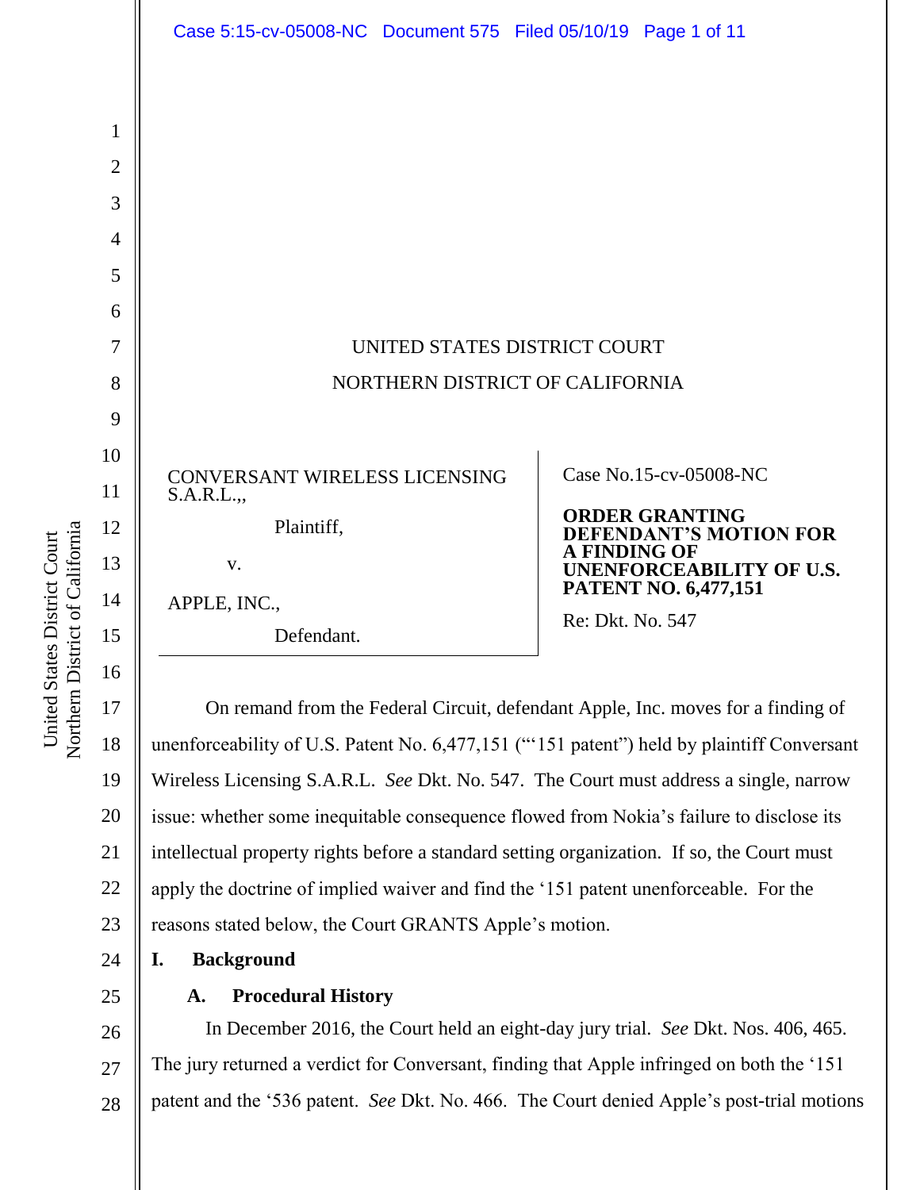UNITED STATES DISTRICT COURT

NORTHERN DISTRICT OF CALIFORNIA

CONVERSANT WIRELESS LICENSING S.A.R.L.,,

Plaintiff,

v.

APPLE, INC.,

Defendant.

Case No.15-cv-05008-NC

**ORDER GRANTING DEFENDANT'S MOTION FOR A FINDING OF UNENFORCEABILITY OF U.S. PATENT NO. 6,477,151**

Re: Dkt. No. 547

On remand from the Federal Circuit, defendant Apple, Inc. moves for a finding of unenforceability of U.S. Patent No. 6,477,151 ("'151 patent") held by plaintiff Conversant Wireless Licensing S.A.R.L. *See* Dkt. No. 547. The Court must address a single, narrow issue: whether some inequitable consequence flowed from Nokia's failure to disclose its intellectual property rights before a standard setting organization. If so, the Court must apply the doctrine of implied waiver and find the '151 patent unenforceable. For the reasons stated below, the Court GRANTS Apple's motion.

## I. Background

### A. Procedural History

In December 2016, the Court held an eight-day jury trial. *See* Dkt. Nos. 406, 465. The jury returned a verdict for Conversant, finding that Apple infringed on both the '151 patent and the '536 patent. *See* Dkt. No. 466. The Court denied Apple's post-trial motions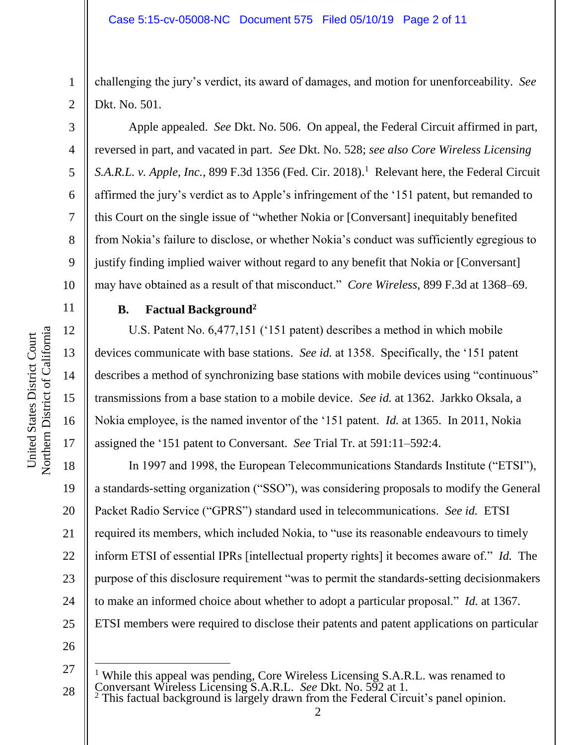challenging the jury's verdict, its award of damages, and motion for unenforceability. *See* Dkt. No. 501.

Apple appealed. *See* Dkt. No. 506. On appeal, the Federal Circuit affirmed in part, reversed in part, and vacated in part. *See* Dkt. No. 528; *see also Core Wireless Licensing S.A.R.L. v. Apple, Inc.*, 899 F.3d 1356 (Fed. Cir. 2018).[1] Relevant here, the Federal Circuit affirmed the jury's verdict as to Apple's infringement of the '151 patent, but remanded to this Court on the single issue of "whether Nokia or [Conversant] inequitably benefited from Nokia's failure to disclose, or whether Nokia's conduct was sufficiently egregious to justify finding implied waiver without regard to any benefit that Nokia or [Conversant] may have obtained as a result of that misconduct." *Core Wireless*, 899 F.3d at 1368–69.

### B. Factual Background[2]

U.S. Patent No. 6,477,151 ('151 patent) describes a method in which mobile devices communicate with base stations. *See id.* at 1358. Specifically, the '151 patent describes a method of synchronizing base stations with mobile devices using "continuous" transmissions from a base station to a mobile device. *See id.* at 1362. Jarkko Oksala, a Nokia employee, is the named inventor of the '151 patent. *Id.* at 1365. In 2011, Nokia assigned the '151 patent to Conversant. *See* Trial Tr. at 591:11–592:4.

In 1997 and 1998, the European Telecommunications Standards Institute ("ETSI"), a standards-setting organization ("SSO"), was considering proposals to modify the General Packet Radio Service ("GPRS") standard used in telecommunications. *See id.* ETSI required its members, which included Nokia, to "use its reasonable endeavours to timely inform ETSI of essential IPRs [intellectual property rights] it becomes aware of." *Id.* The purpose of this disclosure requirement "was to permit the standards-setting decisionmakers to make an informed choice about whether to adopt a particular proposal." *Id.* at 1367. ETSI members were required to disclose their patents and patent applications on particular

---

[1] While this appeal was pending, Core Wireless Licensing S.A.R.L. was renamed to Conversant Wireless Licensing S.A.R.L. *See* Dkt. No. 592 at 1.

[2] This factual background is largely drawn from the Federal Circuit's panel opinion.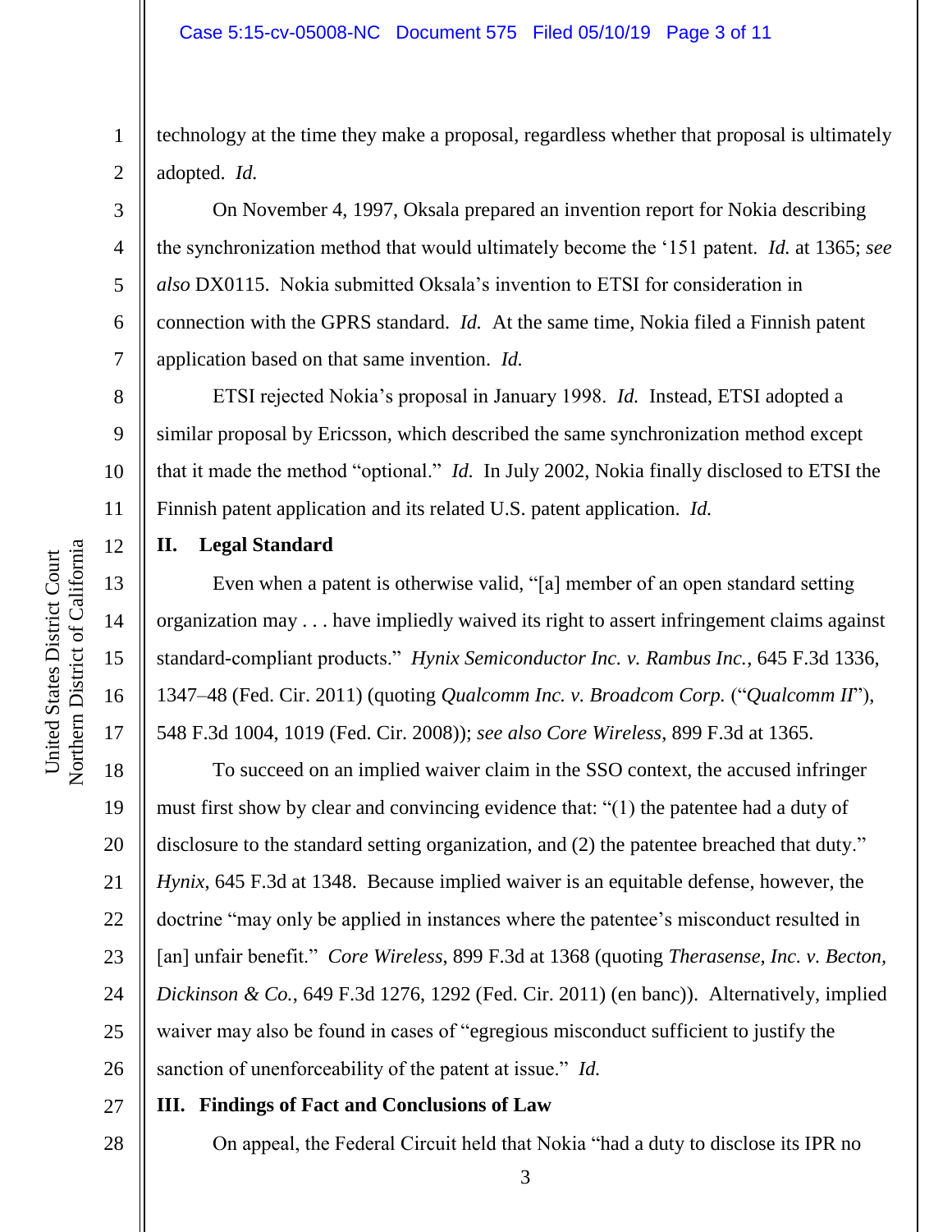technology at the time they make a proposal, regardless whether that proposal is ultimately adopted. *Id.*

On November 4, 1997, Oksala prepared an invention report for Nokia describing the synchronization method that would ultimately become the '151 patent. *Id.* at 1365; *see also* DX0115. Nokia submitted Oksala's invention to ETSI for consideration in connection with the GPRS standard. *Id.* At the same time, Nokia filed a Finnish patent application based on that same invention. *Id.*

ETSI rejected Nokia's proposal in January 1998. *Id.* Instead, ETSI adopted a similar proposal by Ericsson, which described the same synchronization method except that it made the method "optional." *Id.* In July 2002, Nokia finally disclosed to ETSI the Finnish patent application and its related U.S. patent application. *Id.*

## II. Legal Standard

Even when a patent is otherwise valid, "[a] member of an open standard setting organization may . . . have impliedly waived its right to assert infringement claims against standard-compliant products." *Hynix Semiconductor Inc. v. Rambus Inc.*, 645 F.3d 1336, 1347–48 (Fed. Cir. 2011) (quoting *Qualcomm Inc. v. Broadcom Corp.* ("*Qualcomm II*"), 548 F.3d 1004, 1019 (Fed. Cir. 2008)); *see also Core Wireless*, 899 F.3d at 1365.

To succeed on an implied waiver claim in the SSO context, the accused infringer must first show by clear and convincing evidence that: "(1) the patentee had a duty of disclosure to the standard setting organization, and (2) the patentee breached that duty." *Hynix*, 645 F.3d at 1348. Because implied waiver is an equitable defense, however, the doctrine "may only be applied in instances where the patentee's misconduct resulted in [an] unfair benefit." *Core Wireless*, 899 F.3d at 1368 (quoting *Therasense, Inc. v. Becton, Dickinson & Co.*, 649 F.3d 1276, 1292 (Fed. Cir. 2011) (en banc)). Alternatively, implied waiver may also be found in cases of "egregious misconduct sufficient to justify the sanction of unenforceability of the patent at issue." *Id.*

## III. Findings of Fact and Conclusions of Law

On appeal, the Federal Circuit held that Nokia "had a duty to disclose its IPR no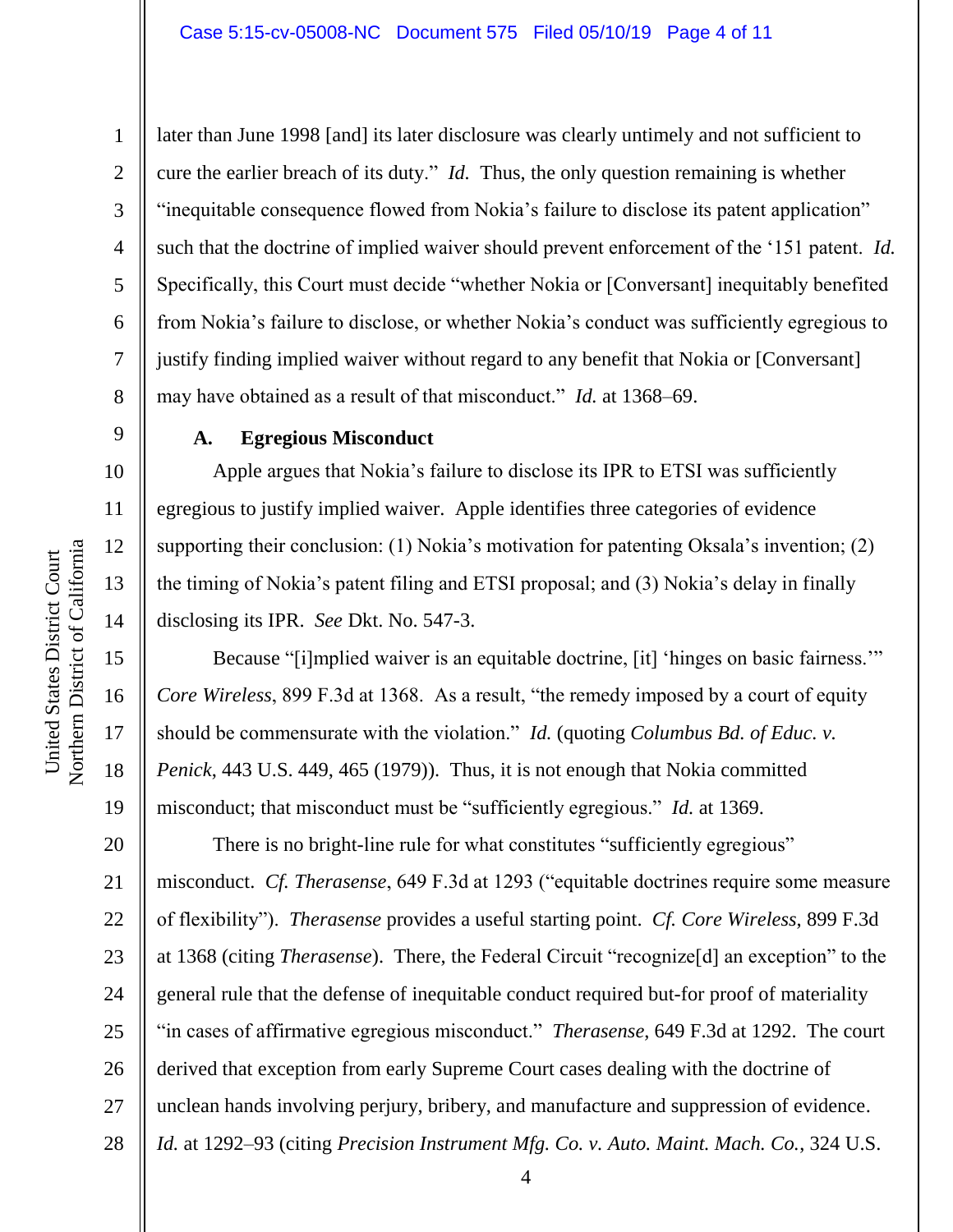later than June 1998 [and] its later disclosure was clearly untimely and not sufficient to cure the earlier breach of its duty." *Id.* Thus, the only question remaining is whether "inequitable consequence flowed from Nokia's failure to disclose its patent application" such that the doctrine of implied waiver should prevent enforcement of the '151 patent. *Id.* Specifically, this Court must decide "whether Nokia or [Conversant] inequitably benefited from Nokia's failure to disclose, or whether Nokia's conduct was sufficiently egregious to justify finding implied waiver without regard to any benefit that Nokia or [Conversant] may have obtained as a result of that misconduct." *Id.* at 1368–69.

### A. Egregious Misconduct

Apple argues that Nokia's failure to disclose its IPR to ETSI was sufficiently egregious to justify implied waiver. Apple identifies three categories of evidence supporting their conclusion: (1) Nokia's motivation for patenting Oksala's invention; (2) the timing of Nokia's patent filing and ETSI proposal; and (3) Nokia's delay in finally disclosing its IPR. *See* Dkt. No. 547-3.

Because "[i]mplied waiver is an equitable doctrine, [it] 'hinges on basic fairness.'" *Core Wireless*, 899 F.3d at 1368. As a result, "the remedy imposed by a court of equity should be commensurate with the violation." *Id.* (quoting *Columbus Bd. of Educ. v. Penick*, 443 U.S. 449, 465 (1979)). Thus, it is not enough that Nokia committed misconduct; that misconduct must be "sufficiently egregious." *Id.* at 1369.

There is no bright-line rule for what constitutes "sufficiently egregious" misconduct. *Cf. Therasense*, 649 F.3d at 1293 ("equitable doctrines require some measure of flexibility"). *Therasense* provides a useful starting point. *Cf. Core Wireless*, 899 F.3d at 1368 (citing *Therasense*). There, the Federal Circuit "recognize[d] an exception" to the general rule that the defense of inequitable conduct required but-for proof of materiality "in cases of affirmative egregious misconduct." *Therasense*, 649 F.3d at 1292. The court derived that exception from early Supreme Court cases dealing with the doctrine of unclean hands involving perjury, bribery, and manufacture and suppression of evidence. *Id.* at 1292–93 (citing *Precision Instrument Mfg. Co. v. Auto. Maint. Mach. Co.*, 324 U.S.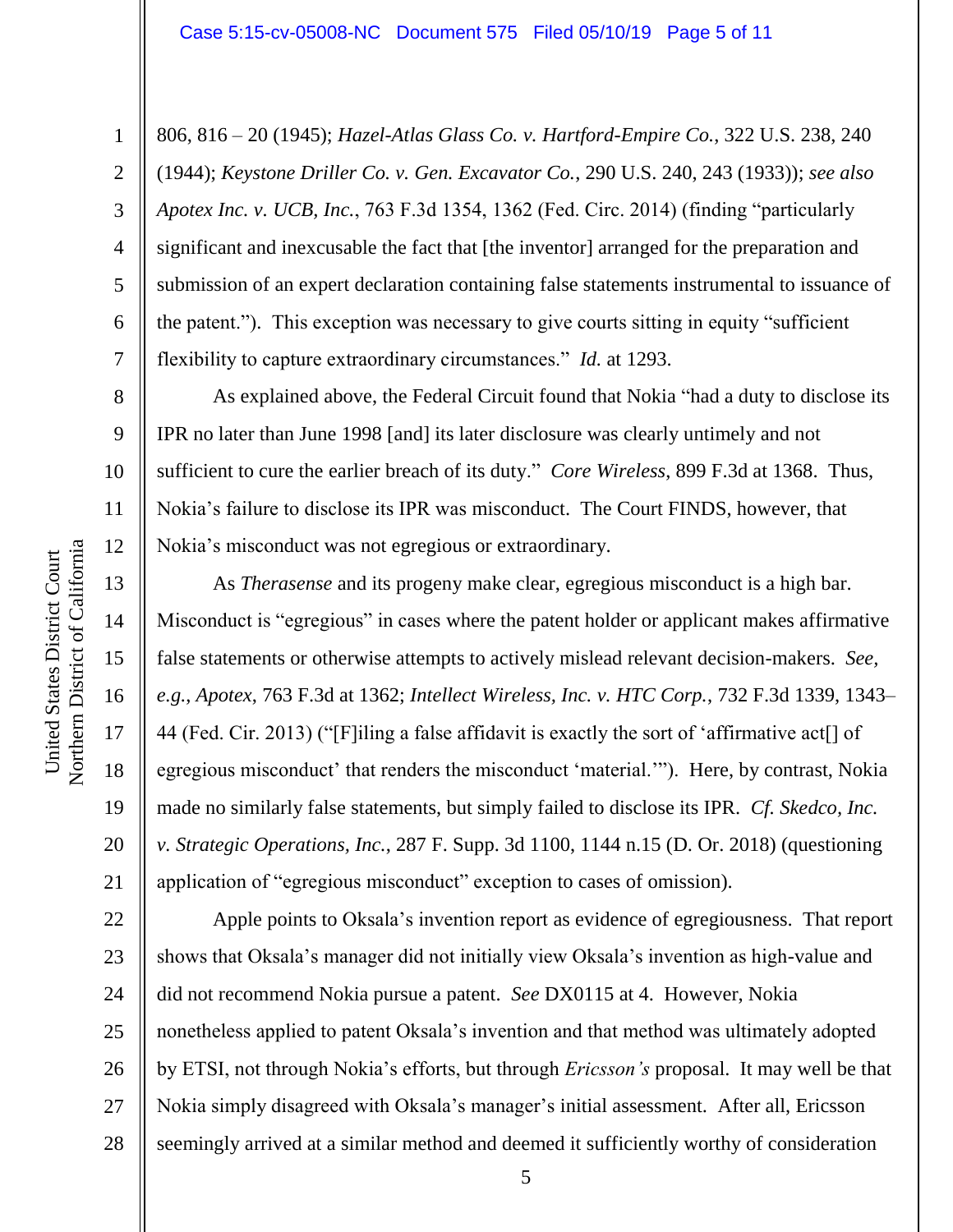806, 816 – 20 (1945); *Hazel-Atlas Glass Co. v. Hartford-Empire Co.*, 322 U.S. 238, 240 (1944); *Keystone Driller Co. v. Gen. Excavator Co.*, 290 U.S. 240, 243 (1933)); *see also Apotex Inc. v. UCB, Inc.*, 763 F.3d 1354, 1362 (Fed. Circ. 2014) (finding "particularly significant and inexcusable the fact that [the inventor] arranged for the preparation and submission of an expert declaration containing false statements instrumental to issuance of the patent."). This exception was necessary to give courts sitting in equity "sufficient flexibility to capture extraordinary circumstances." *Id.* at 1293.

As explained above, the Federal Circuit found that Nokia "had a duty to disclose its IPR no later than June 1998 [and] its later disclosure was clearly untimely and not sufficient to cure the earlier breach of its duty." *Core Wireless*, 899 F.3d at 1368. Thus, Nokia's failure to disclose its IPR was misconduct. The Court FINDS, however, that Nokia's misconduct was not egregious or extraordinary.

As *Therasense* and its progeny make clear, egregious misconduct is a high bar. Misconduct is "egregious" in cases where the patent holder or applicant makes affirmative false statements or otherwise attempts to actively mislead relevant decision-makers. *See, e.g.*, *Apotex*, 763 F.3d at 1362; *Intellect Wireless, Inc. v. HTC Corp.*, 732 F.3d 1339, 1343–44 (Fed. Cir. 2013) ("[F]iling a false affidavit is exactly the sort of 'affirmative act[] of egregious misconduct' that renders the misconduct 'material.'"). Here, by contrast, Nokia made no similarly false statements, but simply failed to disclose its IPR. *Cf. Skedco, Inc. v. Strategic Operations, Inc.*, 287 F. Supp. 3d 1100, 1144 n.15 (D. Or. 2018) (questioning application of "egregious misconduct" exception to cases of omission).

Apple points to Oksala's invention report as evidence of egregiousness. That report shows that Oksala's manager did not initially view Oksala's invention as high-value and did not recommend Nokia pursue a patent. *See* DX0115 at 4. However, Nokia nonetheless applied to patent Oksala's invention and that method was ultimately adopted by ETSI, not through Nokia's efforts, but through *Ericsson's* proposal. It may well be that Nokia simply disagreed with Oksala's manager's initial assessment. After all, Ericsson seemingly arrived at a similar method and deemed it sufficiently worthy of consideration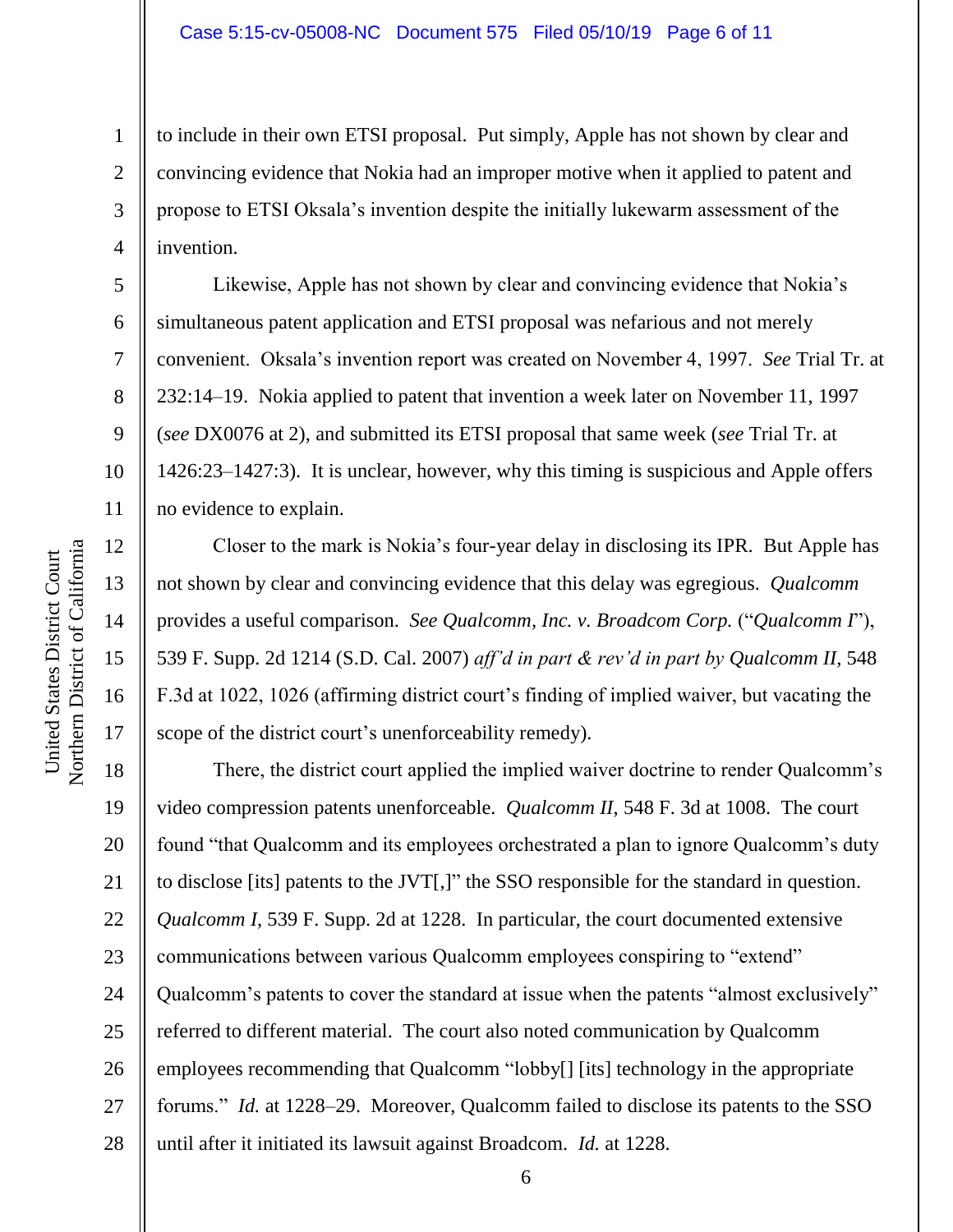to include in their own ETSI proposal. Put simply, Apple has not shown by clear and convincing evidence that Nokia had an improper motive when it applied to patent and propose to ETSI Oksala's invention despite the initially lukewarm assessment of the invention.

Likewise, Apple has not shown by clear and convincing evidence that Nokia's simultaneous patent application and ETSI proposal was nefarious and not merely convenient. Oksala's invention report was created on November 4, 1997. *See* Trial Tr. at 232:14–19. Nokia applied to patent that invention a week later on November 11, 1997 (*see* DX0076 at 2), and submitted its ETSI proposal that same week (*see* Trial Tr. at 1426:23–1427:3). It is unclear, however, why this timing is suspicious and Apple offers no evidence to explain.

Closer to the mark is Nokia's four-year delay in disclosing its IPR. But Apple has not shown by clear and convincing evidence that this delay was egregious. *Qualcomm* provides a useful comparison. *See Qualcomm, Inc. v. Broadcom Corp.* ("*Qualcomm I*"), 539 F. Supp. 2d 1214 (S.D. Cal. 2007) *aff'd in part & rev'd in part by Qualcomm II*, 548 F.3d at 1022, 1026 (affirming district court's finding of implied waiver, but vacating the scope of the district court's unenforceability remedy).

There, the district court applied the implied waiver doctrine to render Qualcomm's video compression patents unenforceable. *Qualcomm II*, 548 F. 3d at 1008. The court found "that Qualcomm and its employees orchestrated a plan to ignore Qualcomm's duty to disclose [its] patents to the JVT[,]" the SSO responsible for the standard in question. *Qualcomm I*, 539 F. Supp. 2d at 1228. In particular, the court documented extensive communications between various Qualcomm employees conspiring to "extend" Qualcomm's patents to cover the standard at issue when the patents "almost exclusively" referred to different material. The court also noted communication by Qualcomm employees recommending that Qualcomm "lobby[] [its] technology in the appropriate forums." *Id.* at 1228–29. Moreover, Qualcomm failed to disclose its patents to the SSO until after it initiated its lawsuit against Broadcom. *Id.* at 1228.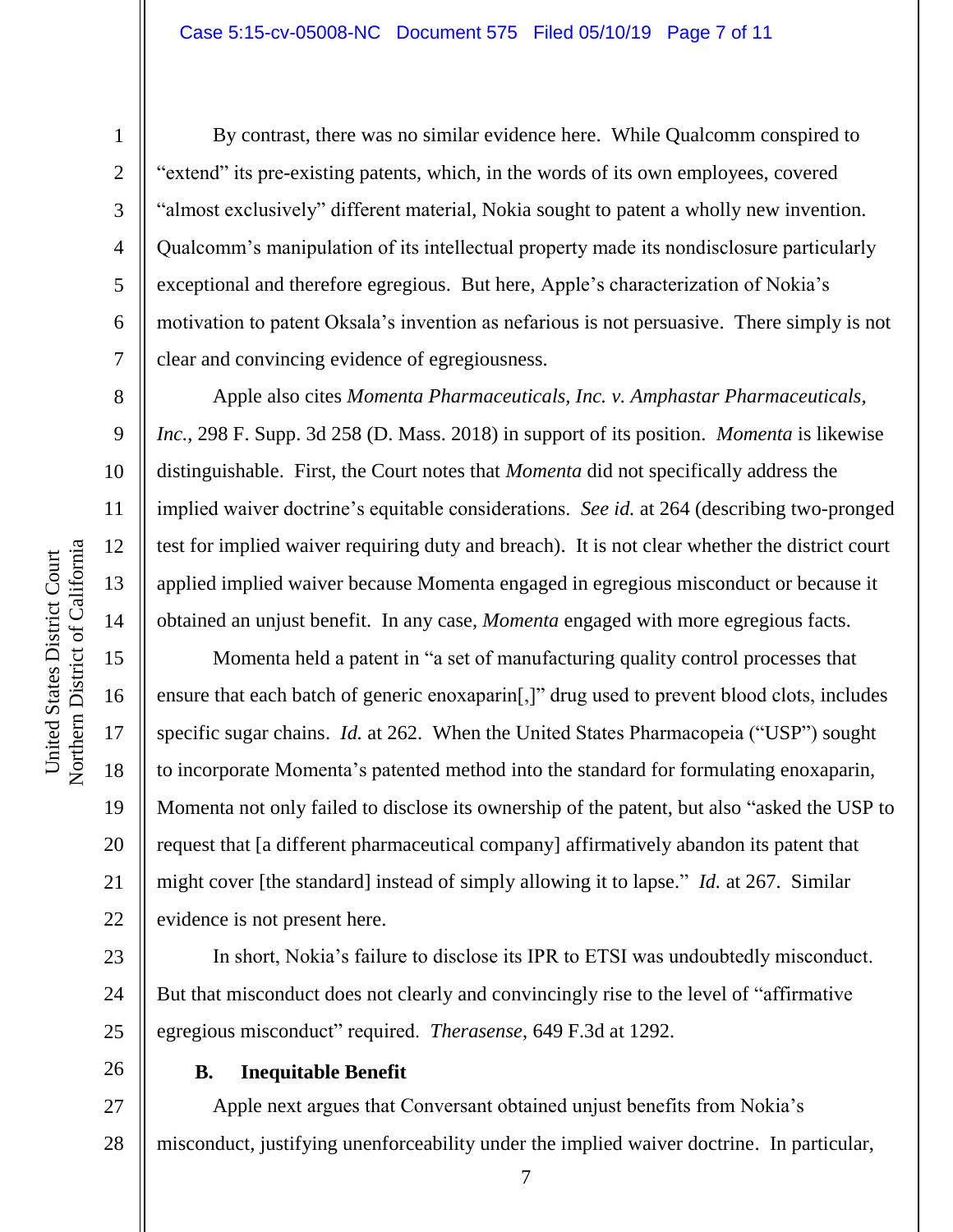By contrast, there was no similar evidence here. While Qualcomm conspired to "extend" its pre-existing patents, which, in the words of its own employees, covered "almost exclusively" different material, Nokia sought to patent a wholly new invention. Qualcomm's manipulation of its intellectual property made its nondisclosure particularly exceptional and therefore egregious. But here, Apple's characterization of Nokia's motivation to patent Oksala's invention as nefarious is not persuasive. There simply is not clear and convincing evidence of egregiousness.

Apple also cites *Momenta Pharmaceuticals, Inc. v. Amphastar Pharmaceuticals, Inc.*, 298 F. Supp. 3d 258 (D. Mass. 2018) in support of its position. *Momenta* is likewise distinguishable. First, the Court notes that *Momenta* did not specifically address the implied waiver doctrine's equitable considerations. *See id.* at 264 (describing two-pronged test for implied waiver requiring duty and breach). It is not clear whether the district court applied implied waiver because Momenta engaged in egregious misconduct or because it obtained an unjust benefit. In any case, *Momenta* engaged with more egregious facts.

Momenta held a patent in "a set of manufacturing quality control processes that ensure that each batch of generic enoxaparin[,]" drug used to prevent blood clots, includes specific sugar chains. *Id.* at 262. When the United States Pharmacopeia ("USP") sought to incorporate Momenta's patented method into the standard for formulating enoxaparin, Momenta not only failed to disclose its ownership of the patent, but also "asked the USP to request that [a different pharmaceutical company] affirmatively abandon its patent that might cover [the standard] instead of simply allowing it to lapse." *Id.* at 267. Similar evidence is not present here.

In short, Nokia's failure to disclose its IPR to ETSI was undoubtedly misconduct. But that misconduct does not clearly and convincingly rise to the level of "affirmative egregious misconduct" required. *Therasense*, 649 F.3d at 1292.

### B. Inequitable Benefit

Apple next argues that Conversant obtained unjust benefits from Nokia's misconduct, justifying unenforceability under the implied waiver doctrine. In particular,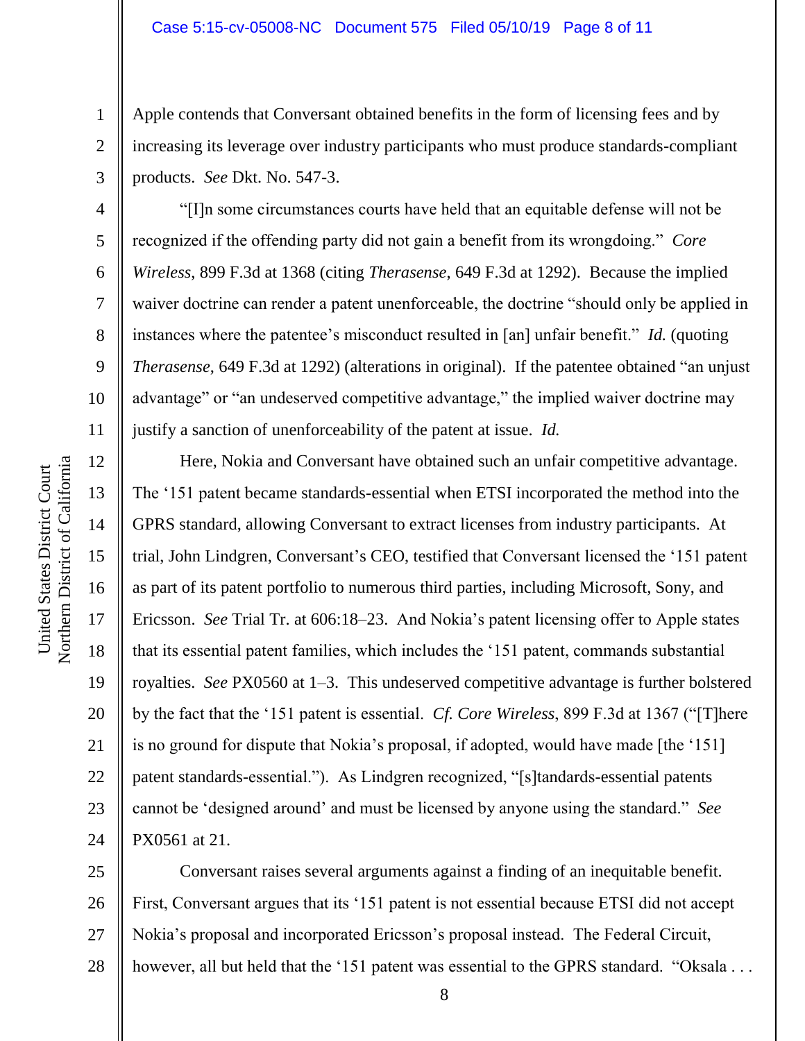Apple contends that Conversant obtained benefits in the form of licensing fees and by increasing its leverage over industry participants who must produce standards-compliant products. *See* Dkt. No. 547-3.

"[I]n some circumstances courts have held that an equitable defense will not be recognized if the offending party did not gain a benefit from its wrongdoing." *Core Wireless*, 899 F.3d at 1368 (citing *Therasense*, 649 F.3d at 1292). Because the implied waiver doctrine can render a patent unenforceable, the doctrine "should only be applied in instances where the patentee's misconduct resulted in [an] unfair benefit." *Id.* (quoting *Therasense*, 649 F.3d at 1292) (alterations in original). If the patentee obtained "an unjust advantage" or "an undeserved competitive advantage," the implied waiver doctrine may justify a sanction of unenforceability of the patent at issue. *Id.*

Here, Nokia and Conversant have obtained such an unfair competitive advantage. The '151 patent became standards-essential when ETSI incorporated the method into the GPRS standard, allowing Conversant to extract licenses from industry participants. At trial, John Lindgren, Conversant's CEO, testified that Conversant licensed the '151 patent as part of its patent portfolio to numerous third parties, including Microsoft, Sony, and Ericsson. *See* Trial Tr. at 606:18–23. And Nokia's patent licensing offer to Apple states that its essential patent families, which includes the '151 patent, commands substantial royalties. *See* PX0560 at 1–3. This undeserved competitive advantage is further bolstered by the fact that the '151 patent is essential. *Cf. Core Wireless*, 899 F.3d at 1367 ("[T]here is no ground for dispute that Nokia's proposal, if adopted, would have made [the '151] patent standards-essential."). As Lindgren recognized, "[s]tandards-essential patents cannot be 'designed around' and must be licensed by anyone using the standard." *See* PX0561 at 21.

Conversant raises several arguments against a finding of an inequitable benefit. First, Conversant argues that its '151 patent is not essential because ETSI did not accept Nokia's proposal and incorporated Ericsson's proposal instead. The Federal Circuit, however, all but held that the '151 patent was essential to the GPRS standard. "Oksala . . .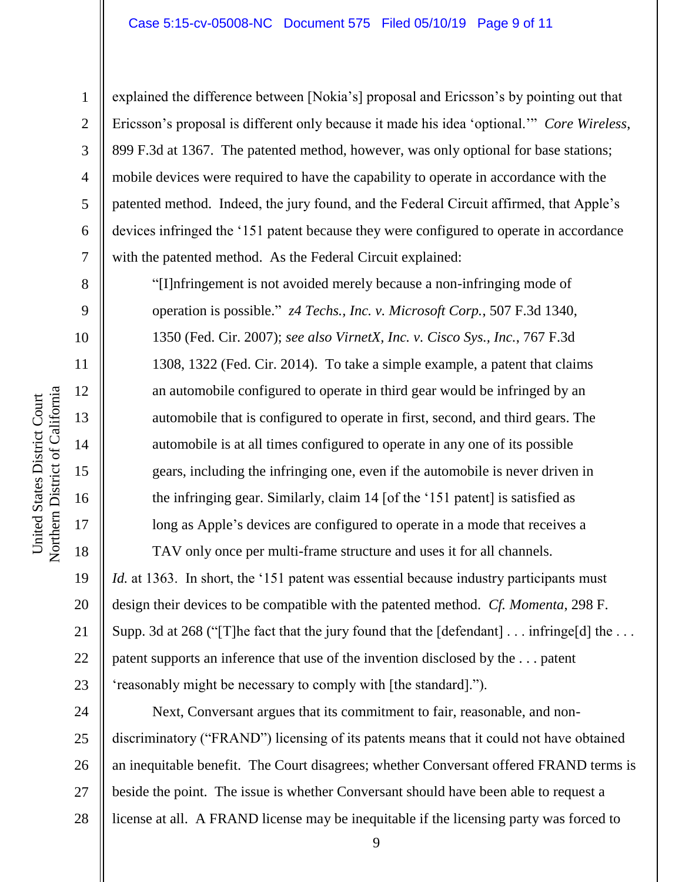explained the difference between [Nokia's] proposal and Ericsson's by pointing out that Ericsson's proposal is different only because it made his idea 'optional.'" *Core Wireless*, 899 F.3d at 1367. The patented method, however, was only optional for base stations; mobile devices were required to have the capability to operate in accordance with the patented method. Indeed, the jury found, and the Federal Circuit affirmed, that Apple's devices infringed the '151 patent because they were configured to operate in accordance with the patented method. As the Federal Circuit explained:

> "[I]nfringement is not avoided merely because a non-infringing mode of operation is possible." *z4 Techs., Inc. v. Microsoft Corp.*, 507 F.3d 1340, 1350 (Fed. Cir. 2007); *see also VirnetX, Inc. v. Cisco Sys., Inc.*, 767 F.3d 1308, 1322 (Fed. Cir. 2014). To take a simple example, a patent that claims an automobile configured to operate in third gear would be infringed by an automobile that is configured to operate in first, second, and third gears. The automobile is at all times configured to operate in any one of its possible gears, including the infringing one, even if the automobile is never driven in the infringing gear. Similarly, claim 14 [of the '151 patent] is satisfied as long as Apple's devices are configured to operate in a mode that receives a TAV only once per multi-frame structure and uses it for all channels.

*Id.* at 1363. In short, the '151 patent was essential because industry participants must design their devices to be compatible with the patented method. *Cf. Momenta*, 298 F. Supp. 3d at 268 ("[T]he fact that the jury found that the [defendant] . . . infringe[d] the . . . patent supports an inference that use of the invention disclosed by the . . . patent 'reasonably might be necessary to comply with [the standard].").

Next, Conversant argues that its commitment to fair, reasonable, and non-discriminatory ("FRAND") licensing of its patents means that it could not have obtained an inequitable benefit. The Court disagrees; whether Conversant offered FRAND terms is beside the point. The issue is whether Conversant should have been able to request a license at all. A FRAND license may be inequitable if the licensing party was forced to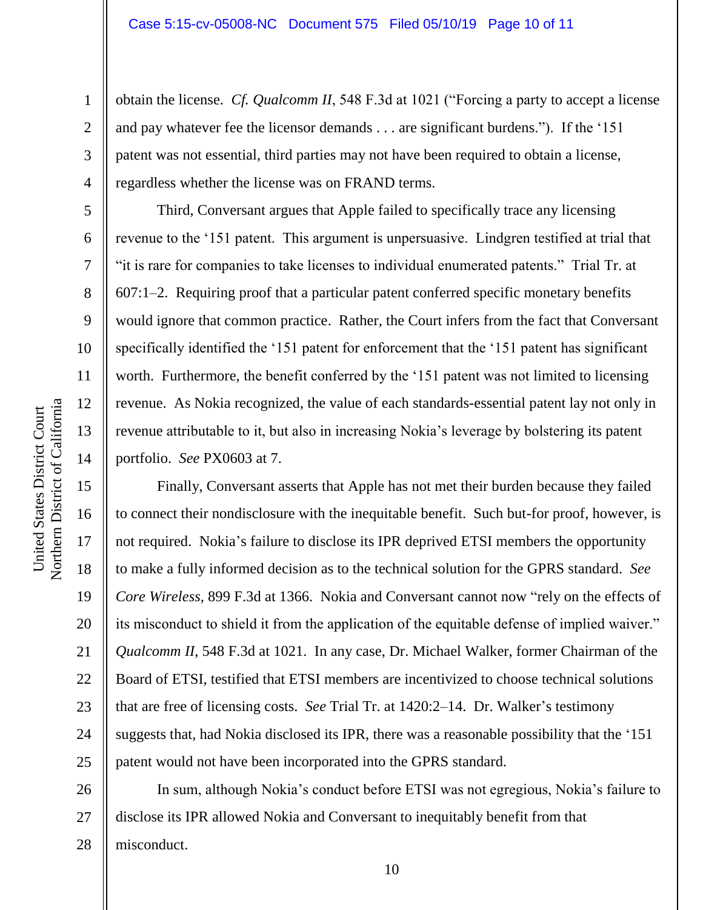obtain the license. *Cf. Qualcomm II*, 548 F.3d at 1021 ("Forcing a party to accept a license and pay whatever fee the licensor demands . . . are significant burdens."). If the '151 patent was not essential, third parties may not have been required to obtain a license, regardless whether the license was on FRAND terms.

Third, Conversant argues that Apple failed to specifically trace any licensing revenue to the '151 patent. This argument is unpersuasive. Lindgren testified at trial that "it is rare for companies to take licenses to individual enumerated patents." Trial Tr. at 607:1–2. Requiring proof that a particular patent conferred specific monetary benefits would ignore that common practice. Rather, the Court infers from the fact that Conversant specifically identified the '151 patent for enforcement that the '151 patent has significant worth. Furthermore, the benefit conferred by the '151 patent was not limited to licensing revenue. As Nokia recognized, the value of each standards-essential patent lay not only in revenue attributable to it, but also in increasing Nokia's leverage by bolstering its patent portfolio. *See* PX0603 at 7.

Finally, Conversant asserts that Apple has not met their burden because they failed to connect their nondisclosure with the inequitable benefit. Such but-for proof, however, is not required. Nokia's failure to disclose its IPR deprived ETSI members the opportunity to make a fully informed decision as to the technical solution for the GPRS standard. *See Core Wireless*, 899 F.3d at 1366. Nokia and Conversant cannot now "rely on the effects of its misconduct to shield it from the application of the equitable defense of implied waiver." *Qualcomm II*, 548 F.3d at 1021. In any case, Dr. Michael Walker, former Chairman of the Board of ETSI, testified that ETSI members are incentivized to choose technical solutions that are free of licensing costs. *See* Trial Tr. at 1420:2–14. Dr. Walker's testimony suggests that, had Nokia disclosed its IPR, there was a reasonable possibility that the '151 patent would not have been incorporated into the GPRS standard.

In sum, although Nokia's conduct before ETSI was not egregious, Nokia's failure to disclose its IPR allowed Nokia and Conversant to inequitably benefit from that misconduct.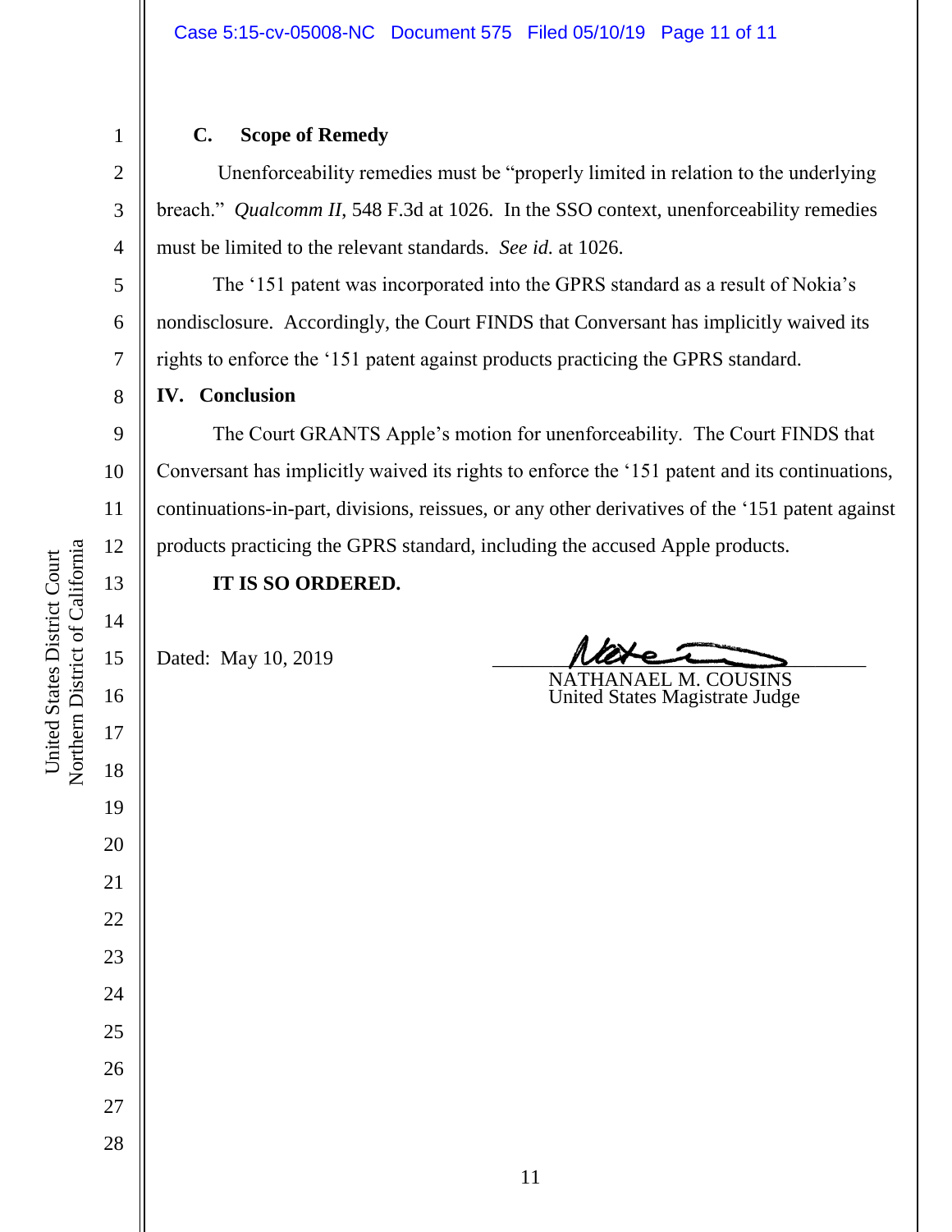### C. Scope of Remedy

Unenforceability remedies must be "properly limited in relation to the underlying breach." *Qualcomm II*, 548 F.3d at 1026. In the SSO context, unenforceability remedies must be limited to the relevant standards. *See id.* at 1026.

The '151 patent was incorporated into the GPRS standard as a result of Nokia's nondisclosure. Accordingly, the Court FINDS that Conversant has implicitly waived its rights to enforce the '151 patent against products practicing the GPRS standard.

## IV. Conclusion

The Court GRANTS Apple's motion for unenforceability. The Court FINDS that Conversant has implicitly waived its rights to enforce the '151 patent and its continuations, continuations-in-part, divisions, reissues, or any other derivatives of the '151 patent against products practicing the GPRS standard, including the accused Apple products.

**IT IS SO ORDERED.**

Dated: May 10, 2019

NATHANAEL M. COUSINS
United States Magistrate Judge